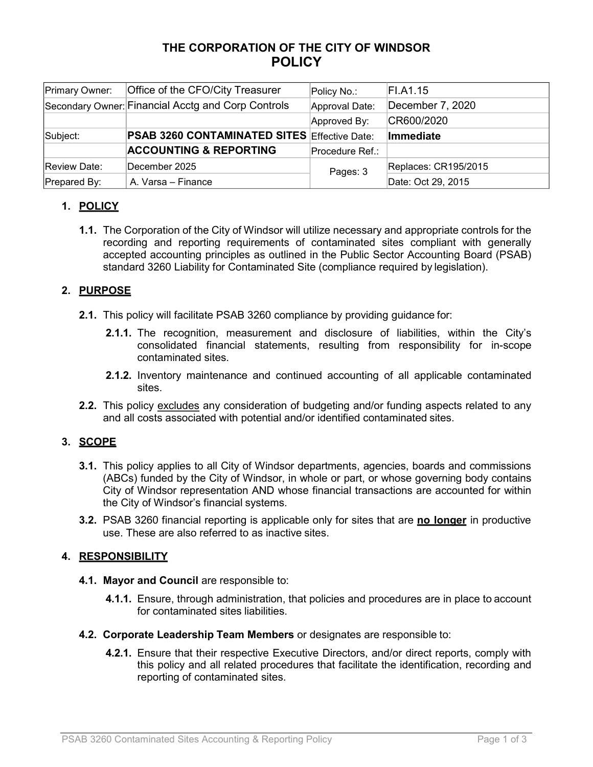# THE CORPORATION OF THE CITY OF WINDSOR
# POLICY

| Primary Owner: | Office of the CFO/City Treasurer | Policy No.: | FI.A1.15 |
|---|---|---|---|
| Secondary Owner: | Financial Acctg and Corp Controls | Approval Date: | December 7, 2020 |
| | | Approved By: | CR600/2020 |
| Subject: | **PSAB 3260 CONTAMINATED SITES** | Effective Date: | **Immediate** |
| | **ACCOUNTING & REPORTING** | Procedure Ref.: | |
| Review Date: | December 2025 | Pages: 3 | Replaces: CR195/2015 |
| Prepared By: | A. Varsa – Finance | | Date: Oct 29, 2015 |

## 1. POLICY

**1.1.** The Corporation of the City of Windsor will utilize necessary and appropriate controls for the recording and reporting requirements of contaminated sites compliant with generally accepted accounting principles as outlined in the Public Sector Accounting Board (PSAB) standard 3260 Liability for Contaminated Site (compliance required by legislation).

## 2. PURPOSE

**2.1.** This policy will facilitate PSAB 3260 compliance by providing guidance for:

- **2.1.1.** The recognition, measurement and disclosure of liabilities, within the City's consolidated financial statements, resulting from responsibility for in-scope contaminated sites.
- **2.1.2.** Inventory maintenance and continued accounting of all applicable contaminated sites.

**2.2.** This policy excludes any consideration of budgeting and/or funding aspects related to any and all costs associated with potential and/or identified contaminated sites.

## 3. SCOPE

**3.1.** This policy applies to all City of Windsor departments, agencies, boards and commissions (ABCs) funded by the City of Windsor, in whole or part, or whose governing body contains City of Windsor representation AND whose financial transactions are accounted for within the City of Windsor's financial systems.

**3.2.** PSAB 3260 financial reporting is applicable only for sites that are **no longer** in productive use. These are also referred to as inactive sites.

## 4. RESPONSIBILITY

**4.1. Mayor and Council** are responsible to:

- **4.1.1.** Ensure, through administration, that policies and procedures are in place to account for contaminated sites liabilities.

**4.2. Corporate Leadership Team Members** or designates are responsible to:

- **4.2.1.** Ensure that their respective Executive Directors, and/or direct reports, comply with this policy and all related procedures that facilitate the identification, recording and reporting of contaminated sites.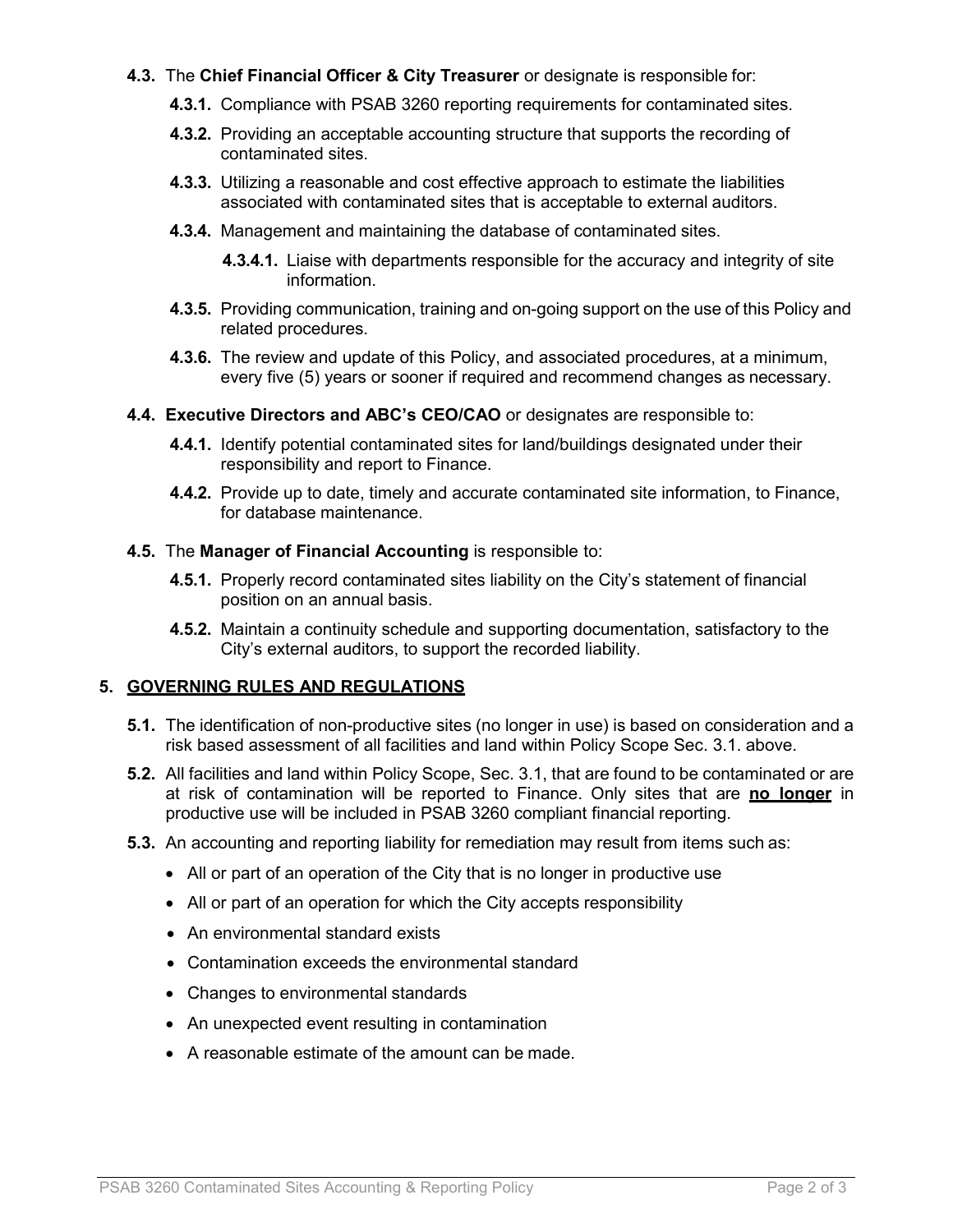**4.3.** The **Chief Financial Officer & City Treasurer** or designate is responsible for:

**4.3.1.** Compliance with PSAB 3260 reporting requirements for contaminated sites.

**4.3.2.** Providing an acceptable accounting structure that supports the recording of contaminated sites.

**4.3.3.** Utilizing a reasonable and cost effective approach to estimate the liabilities associated with contaminated sites that is acceptable to external auditors.

**4.3.4.** Management and maintaining the database of contaminated sites.

**4.3.4.1.** Liaise with departments responsible for the accuracy and integrity of site information.

**4.3.5.** Providing communication, training and on-going support on the use of this Policy and related procedures.

**4.3.6.** The review and update of this Policy, and associated procedures, at a minimum, every five (5) years or sooner if required and recommend changes as necessary.

**4.4.** **Executive Directors and ABC's CEO/CAO** or designates are responsible to:

**4.4.1.** Identify potential contaminated sites for land/buildings designated under their responsibility and report to Finance.

**4.4.2.** Provide up to date, timely and accurate contaminated site information, to Finance, for database maintenance.

**4.5.** The **Manager of Financial Accounting** is responsible to:

**4.5.1.** Properly record contaminated sites liability on the City's statement of financial position on an annual basis.

**4.5.2.** Maintain a continuity schedule and supporting documentation, satisfactory to the City's external auditors, to support the recorded liability.

## 5. GOVERNING RULES AND REGULATIONS

**5.1.** The identification of non-productive sites (no longer in use) is based on consideration and a risk based assessment of all facilities and land within Policy Scope Sec. 3.1. above.

**5.2.** All facilities and land within Policy Scope, Sec. 3.1, that are found to be contaminated or are at risk of contamination will be reported to Finance. Only sites that are **no longer** in productive use will be included in PSAB 3260 compliant financial reporting.

**5.3.** An accounting and reporting liability for remediation may result from items such as:

- All or part of an operation of the City that is no longer in productive use
- All or part of an operation for which the City accepts responsibility
- An environmental standard exists
- Contamination exceeds the environmental standard
- Changes to environmental standards
- An unexpected event resulting in contamination
- A reasonable estimate of the amount can be made.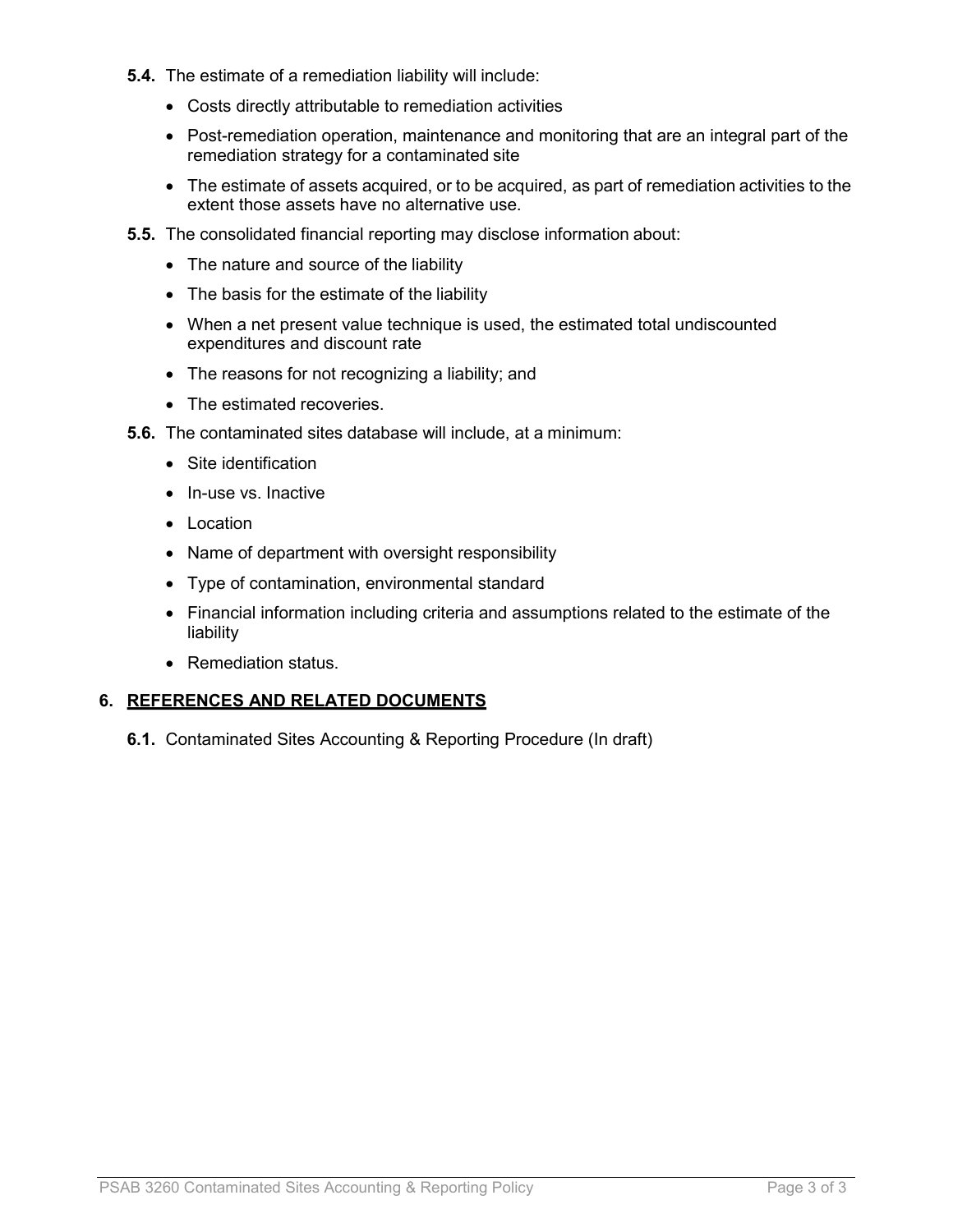**5.4.** The estimate of a remediation liability will include:

- Costs directly attributable to remediation activities
- Post-remediation operation, maintenance and monitoring that are an integral part of the remediation strategy for a contaminated site
- The estimate of assets acquired, or to be acquired, as part of remediation activities to the extent those assets have no alternative use.

**5.5.** The consolidated financial reporting may disclose information about:

- The nature and source of the liability
- The basis for the estimate of the liability
- When a net present value technique is used, the estimated total undiscounted expenditures and discount rate
- The reasons for not recognizing a liability; and
- The estimated recoveries.

**5.6.** The contaminated sites database will include, at a minimum:

- Site identification
- In-use vs. Inactive
- Location
- Name of department with oversight responsibility
- Type of contamination, environmental standard
- Financial information including criteria and assumptions related to the estimate of the liability
- Remediation status.

## 6. REFERENCES AND RELATED DOCUMENTS

**6.1.** Contaminated Sites Accounting & Reporting Procedure (In draft)